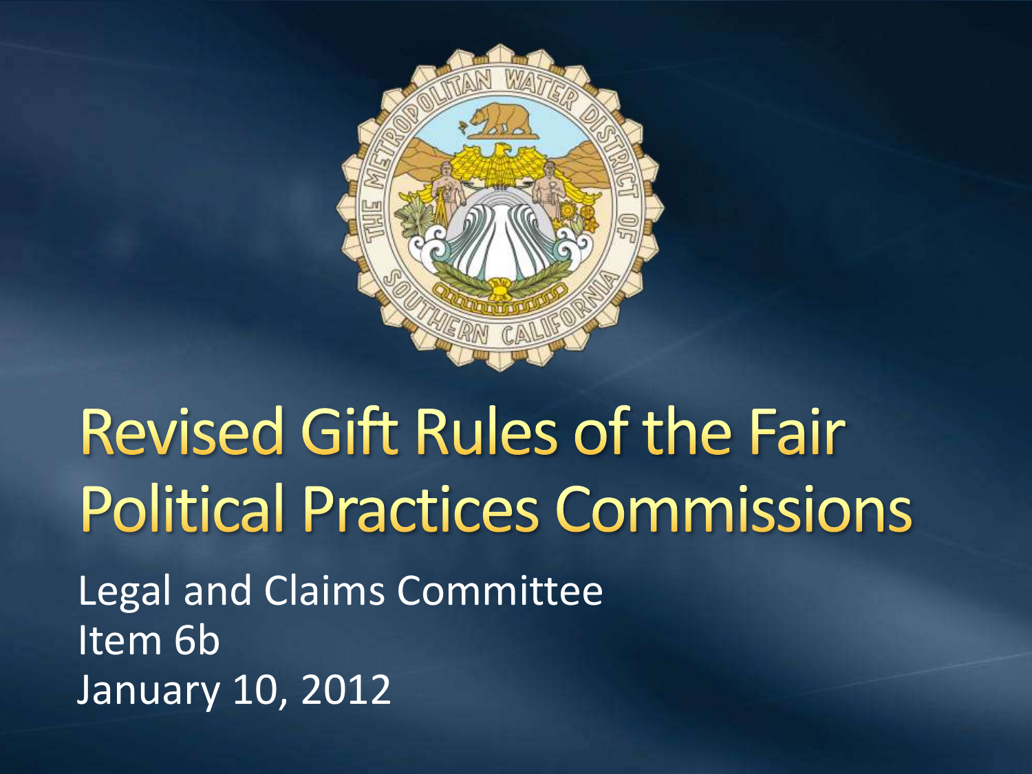# Revised Gift Rules of the Fair Political Practices Commissions

Legal and Claims Committee
Item 6b
January 10, 2012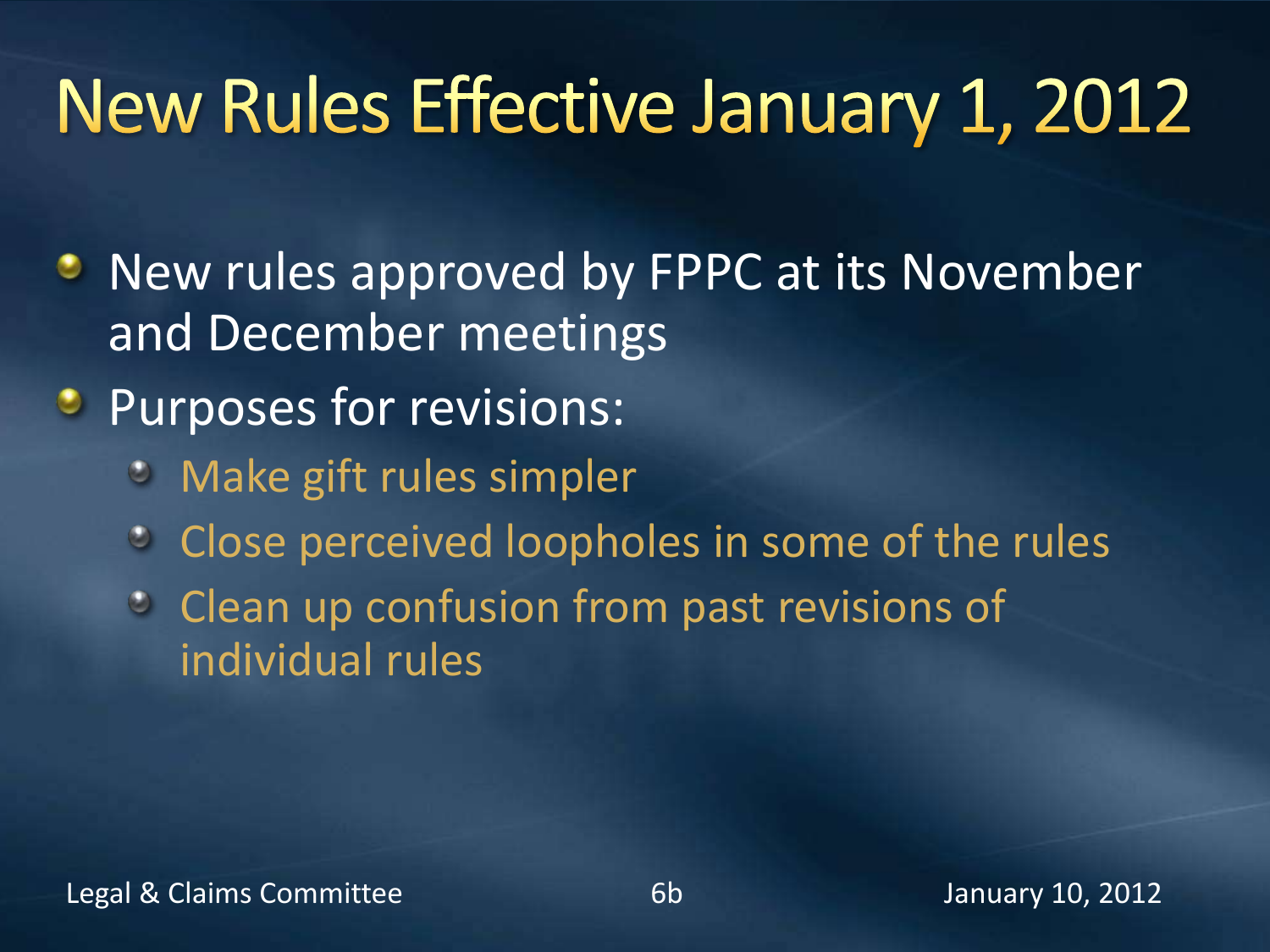# New Rules Effective January 1, 2012

- New rules approved by FPPC at its November and December meetings
- Purposes for revisions:
  - Make gift rules simpler
  - Close perceived loopholes in some of the rules
  - Clean up confusion from past revisions of individual rules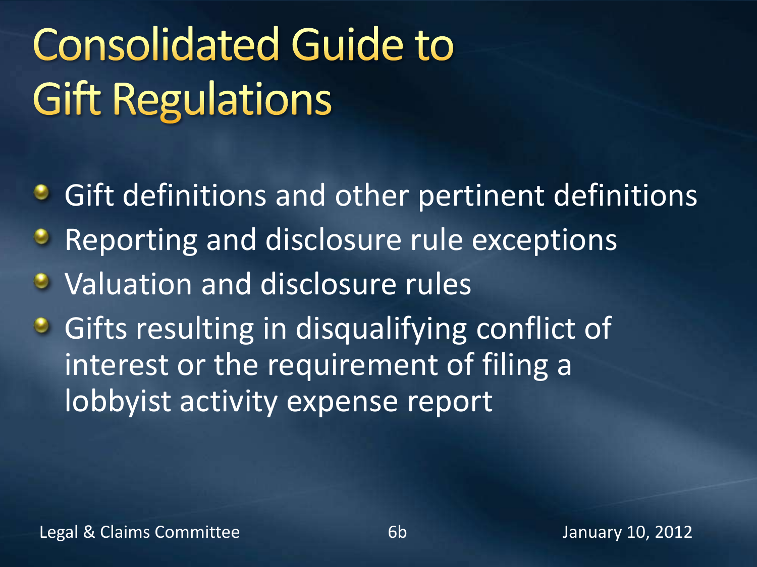# Consolidated Guide to Gift Regulations

- Gift definitions and other pertinent definitions
- Reporting and disclosure rule exceptions
- Valuation and disclosure rules
- Gifts resulting in disqualifying conflict of interest or the requirement of filing a lobbyist activity expense report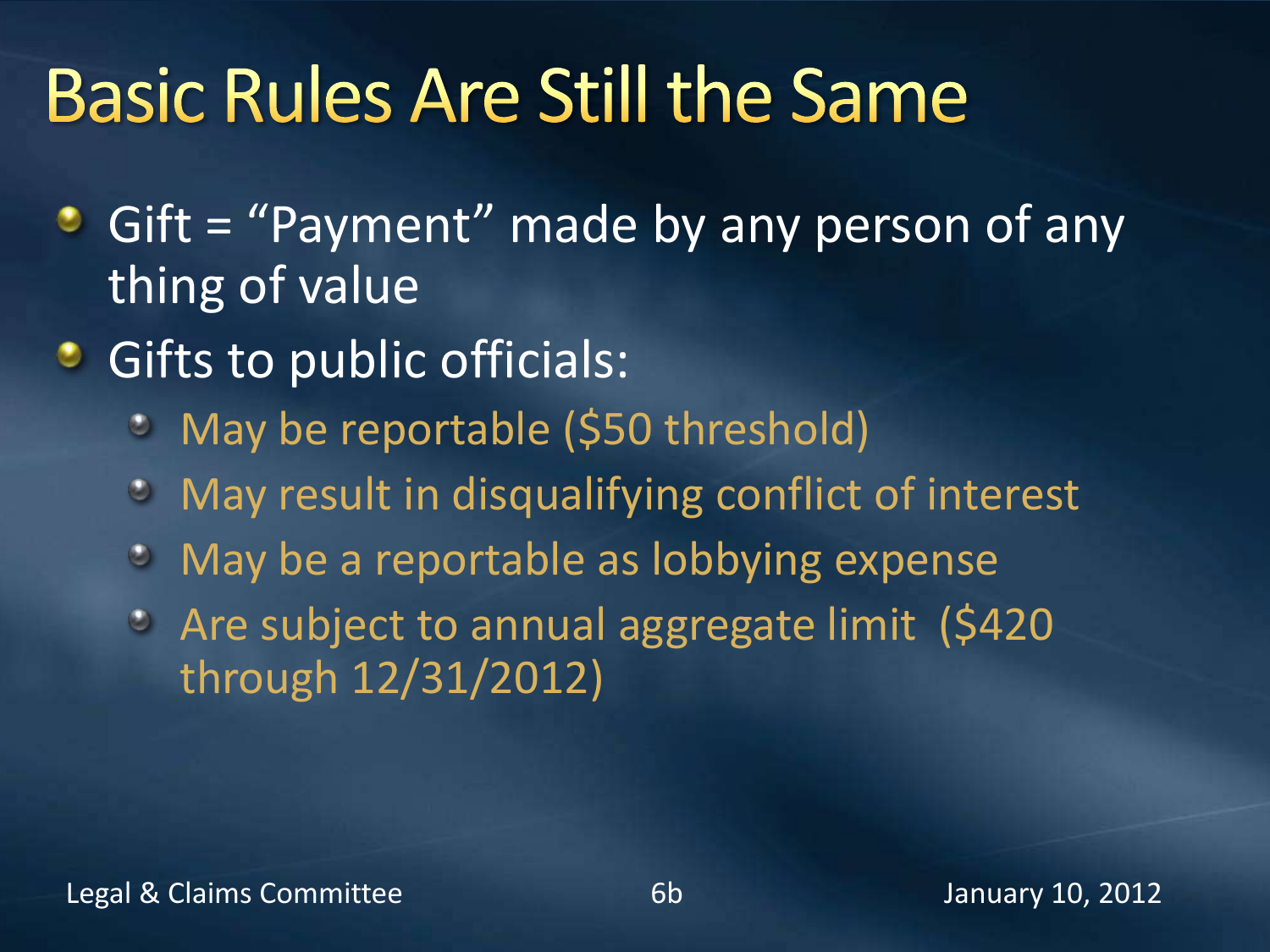# Basic Rules Are Still the Same

- Gift = “Payment” made by any person of any thing of value
- Gifts to public officials:
  - May be reportable ($50 threshold)
  - May result in disqualifying conflict of interest
  - May be a reportable as lobbying expense
  - Are subject to annual aggregate limit ($420 through 12/31/2012)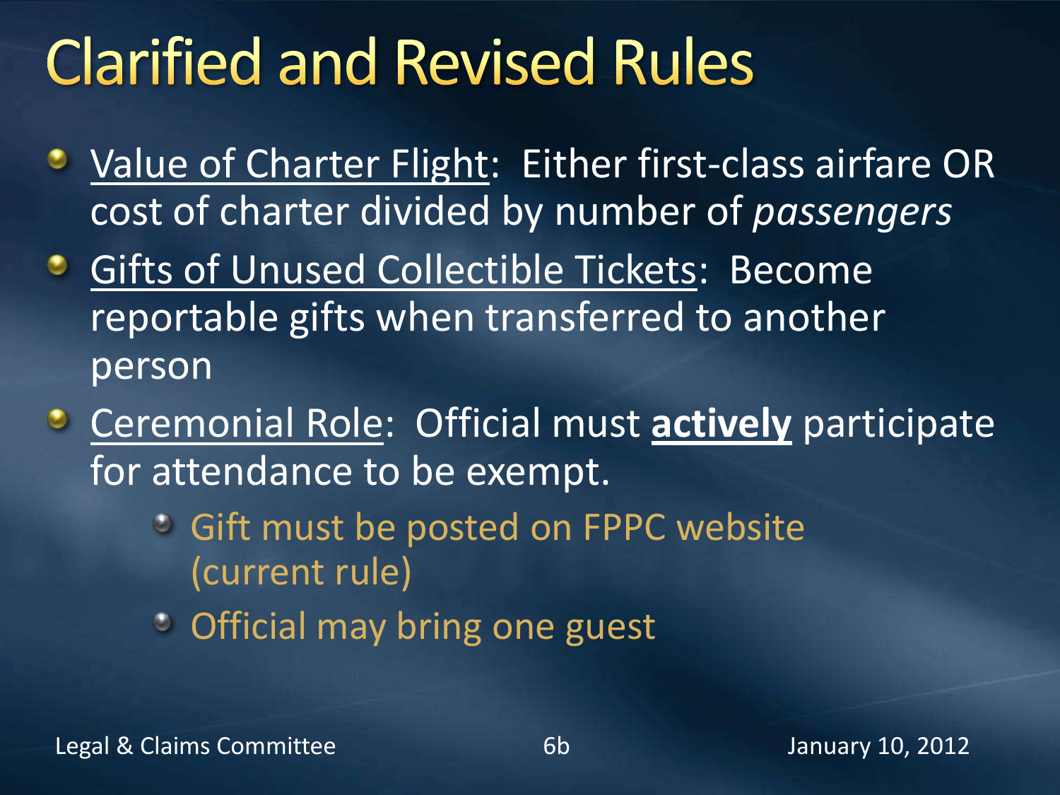# Clarified and Revised Rules

- Value of Charter Flight: Either first-class airfare OR cost of charter divided by number of *passengers*
- Gifts of Unused Collectible Tickets: Become reportable gifts when transferred to another person
- Ceremonial Role: Official must **actively** participate for attendance to be exempt.
  - Gift must be posted on FPPC website (current rule)
  - Official may bring one guest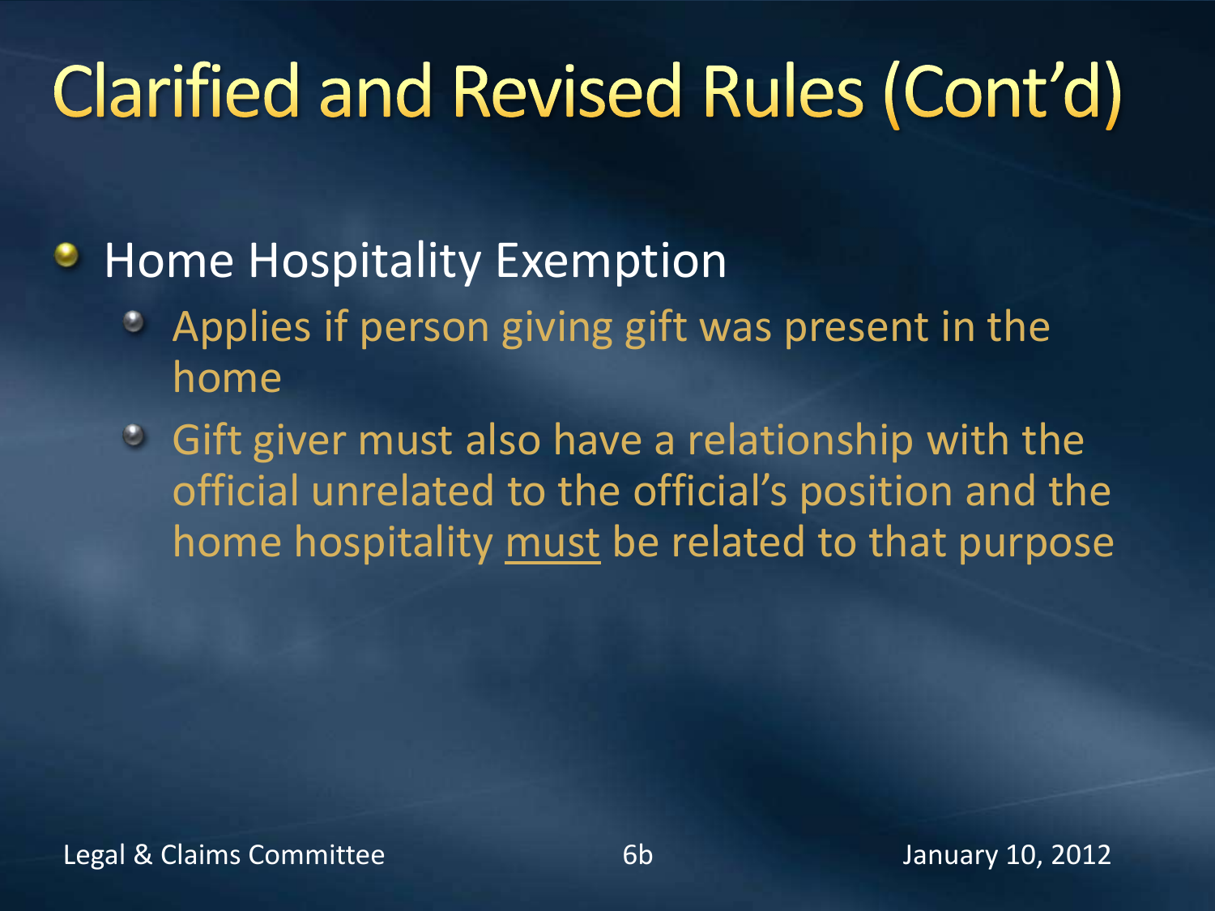# Clarified and Revised Rules (Cont'd)

- Home Hospitality Exemption
  - Applies if person giving gift was present in the home
  - Gift giver must also have a relationship with the official unrelated to the official's position and the home hospitality <u>must</u> be related to that purpose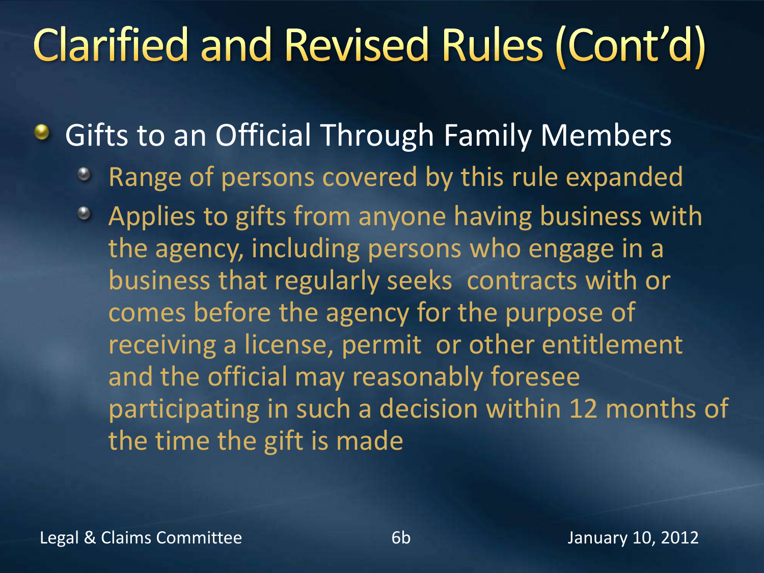# Clarified and Revised Rules (Cont'd)

- Gifts to an Official Through Family Members
  - Range of persons covered by this rule expanded
  - Applies to gifts from anyone having business with the agency, including persons who engage in a business that regularly seeks contracts with or comes before the agency for the purpose of receiving a license, permit or other entitlement and the official may reasonably foresee participating in such a decision within 12 months of the time the gift is made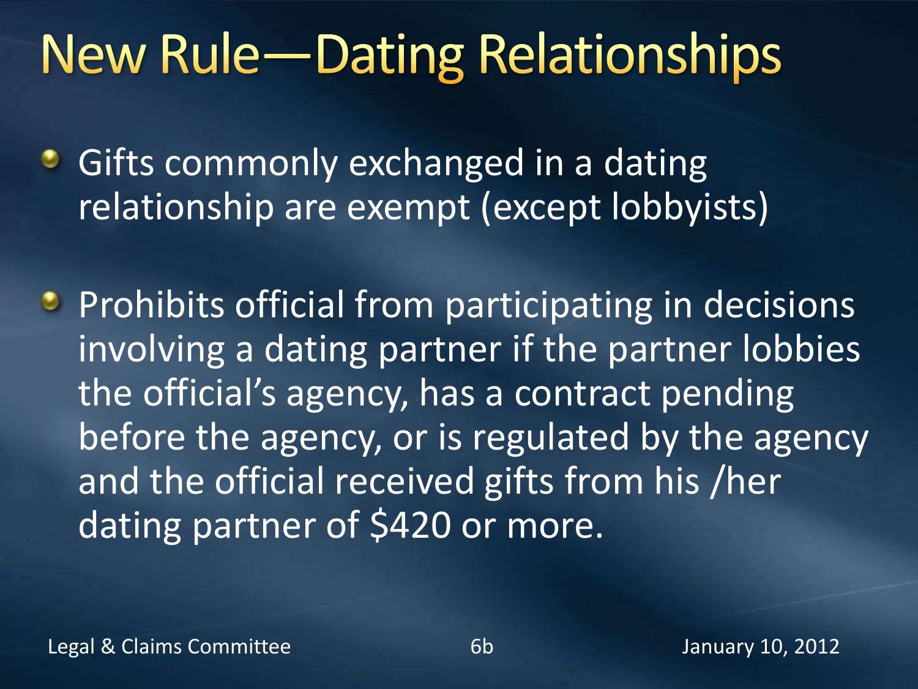# New Rule—Dating Relationships

- Gifts commonly exchanged in a dating relationship are exempt (except lobbyists)
- Prohibits official from participating in decisions involving a dating partner if the partner lobbies the official's agency, has a contract pending before the agency, or is regulated by the agency and the official received gifts from his /her dating partner of $420 or more.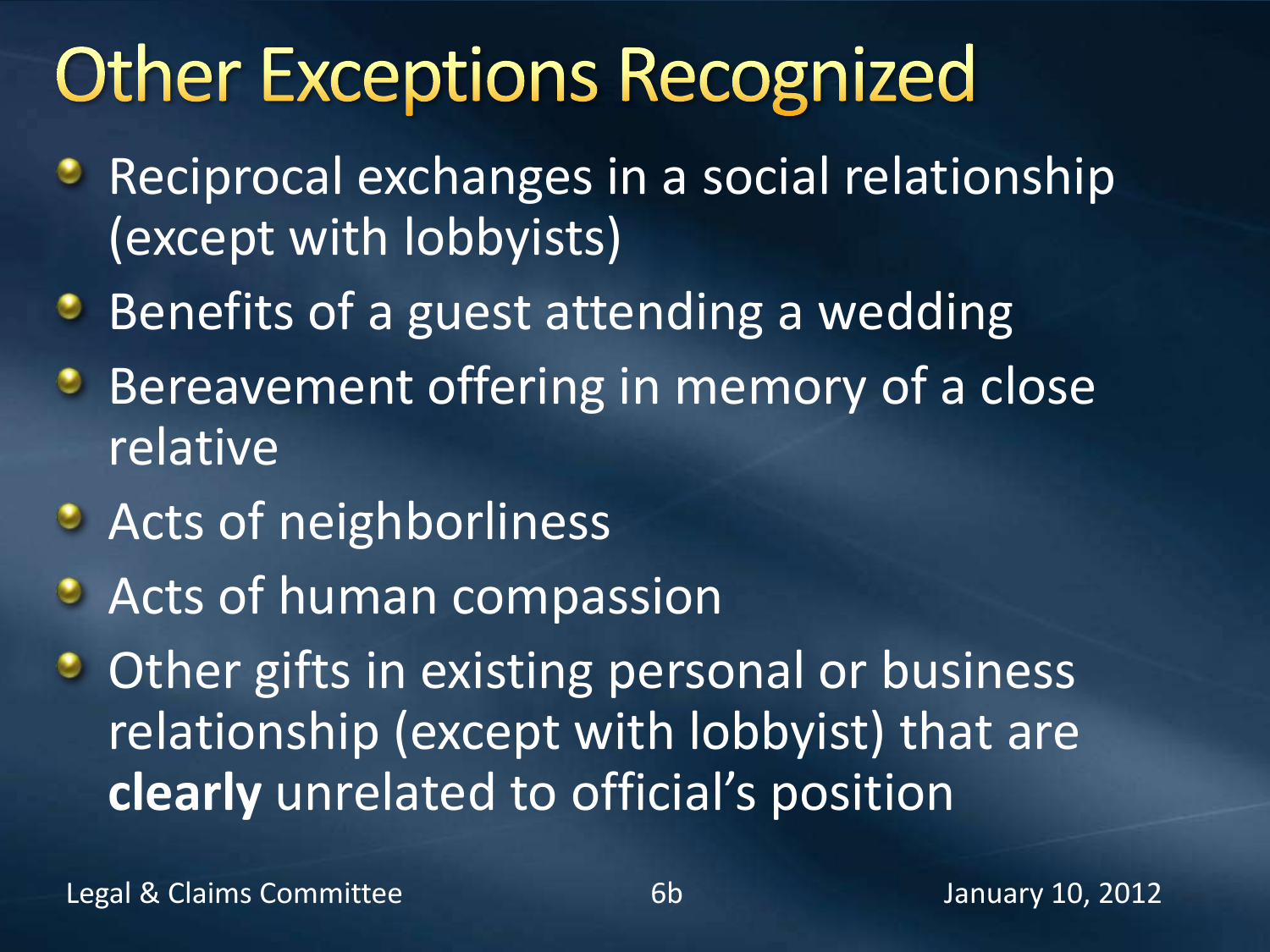# Other Exceptions Recognized

- Reciprocal exchanges in a social relationship (except with lobbyists)
- Benefits of a guest attending a wedding
- Bereavement offering in memory of a close relative
- Acts of neighborliness
- Acts of human compassion
- Other gifts in existing personal or business relationship (except with lobbyist) that are **clearly** unrelated to official's position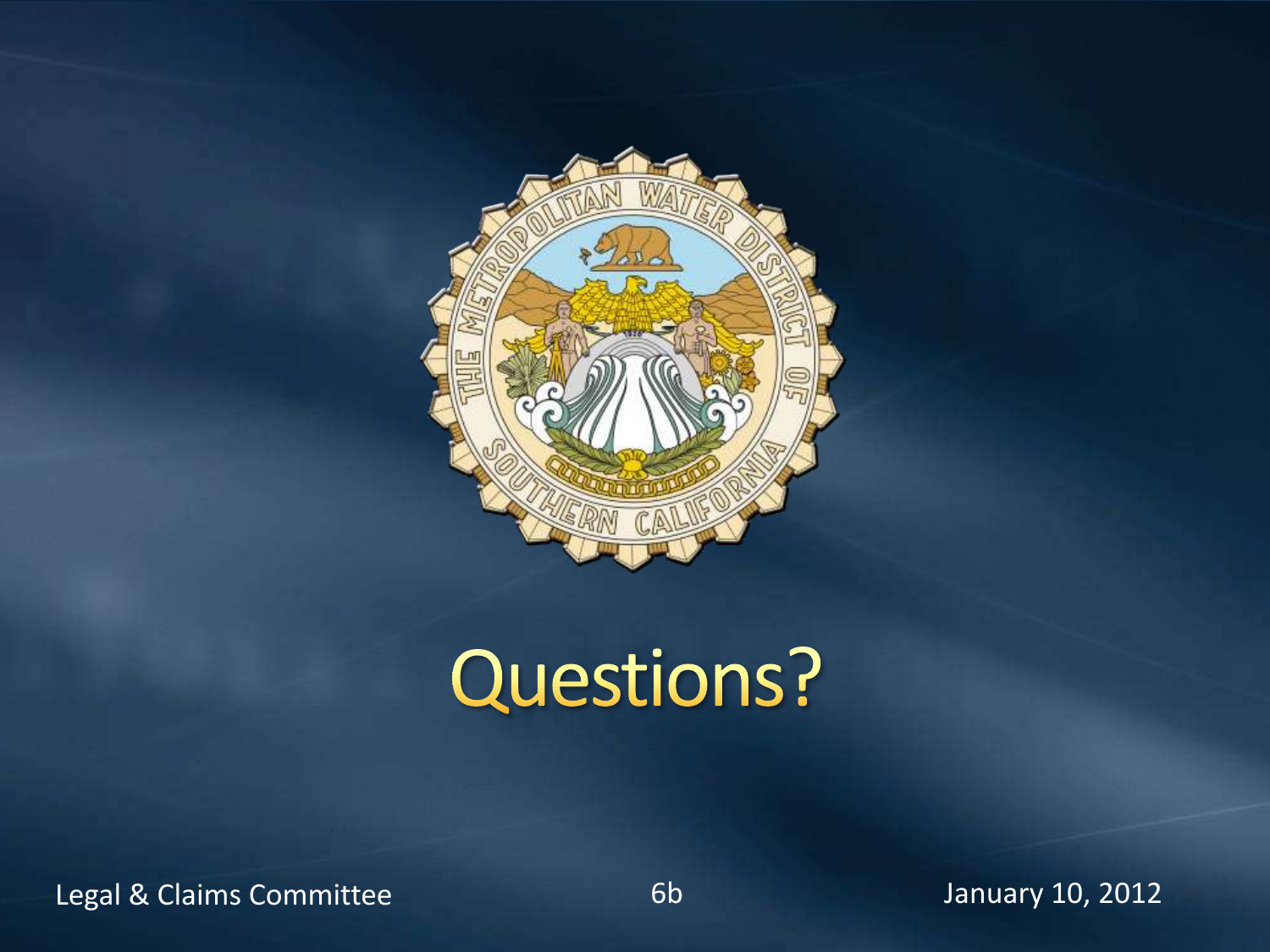# Questions?